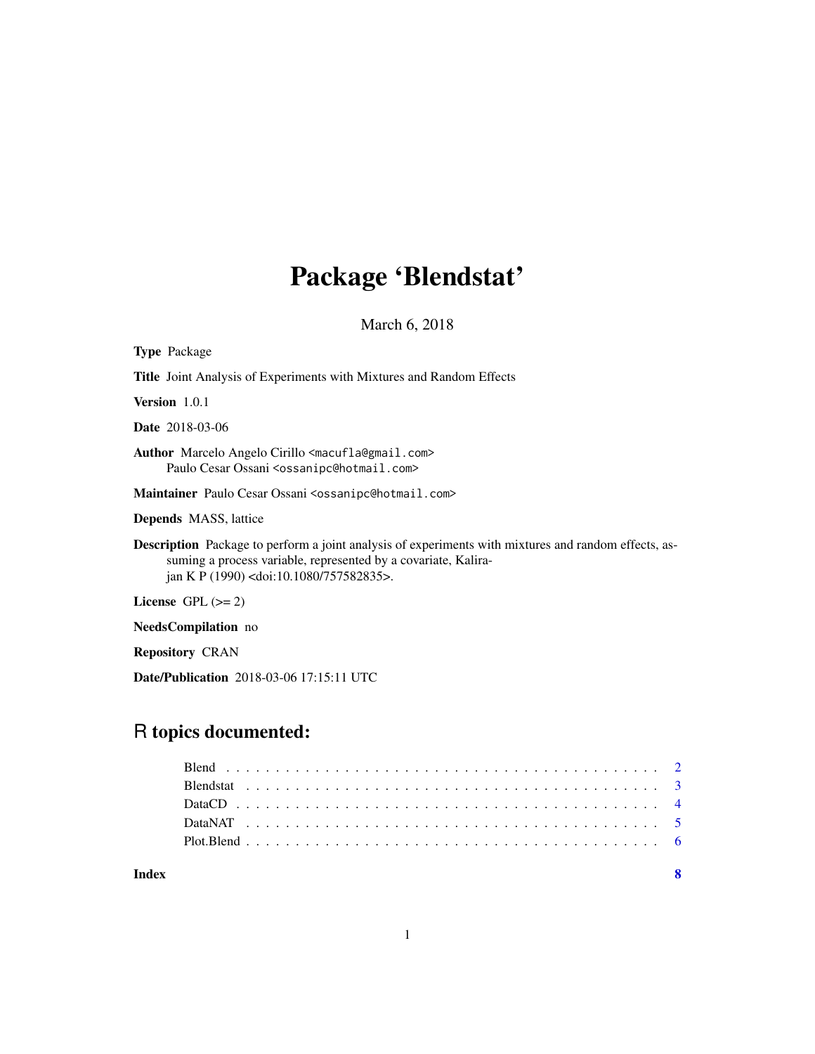# Package 'Blendstat'

March 6, 2018

**Type** Package

**Title** Joint Analysis of Experiments with Mixtures and Random Effects

**Version** 1.0.1

**Date** 2018-03-06

**Author** Marcelo Angelo Cirillo <macufla@gmail.com>
Paulo Cesar Ossani <ossanipc@hotmail.com>

**Maintainer** Paulo Cesar Ossani <ossanipc@hotmail.com>

**Depends** MASS, lattice

**Description** Package to perform a joint analysis of experiments with mixtures and random effects, assuming a process variable, represented by a covariate, Kalirajan K P (1990) <doi:10.1080/757582835>.

**License** GPL (>= 2)

**NeedsCompilation** no

**Repository** CRAN

**Date/Publication** 2018-03-06 17:15:11 UTC

## R topics documented:

| | |
|---|---|
| Blend | 2 |
| Blendstat | 3 |
| DataCD | 4 |
| DataNAT | 5 |
| Plot.Blend | 6 |
| **Index** | **8** |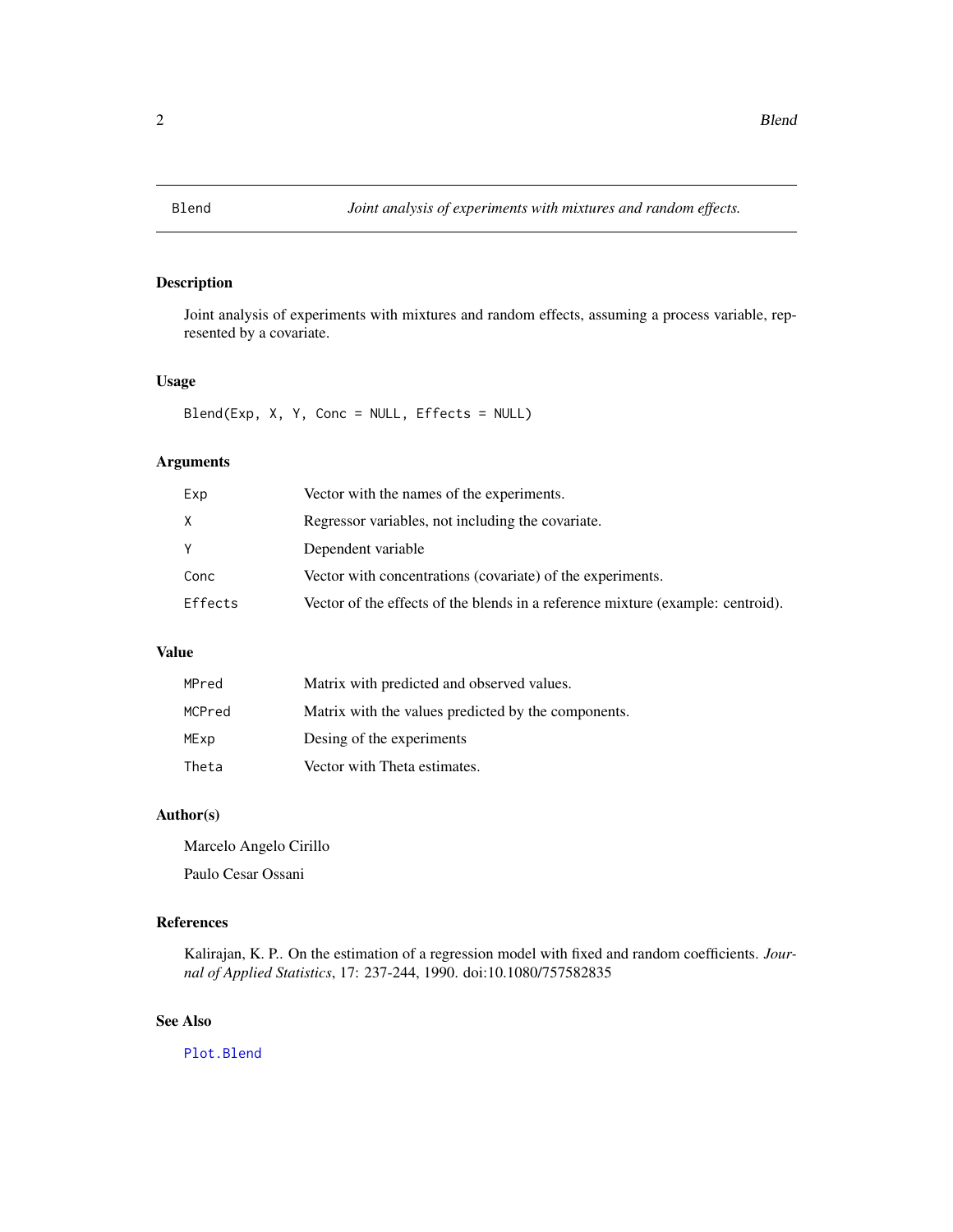## Blend — *Joint analysis of experiments with mixtures and random effects.*

### Description

Joint analysis of experiments with mixtures and random effects, assuming a process variable, represented by a covariate.

### Usage

```
Blend(Exp, X, Y, Conc = NULL, Effects = NULL)
```

### Arguments

| | |
|---|---|
| `Exp` | Vector with the names of the experiments. |
| `X` | Regressor variables, not including the covariate. |
| `Y` | Dependent variable |
| `Conc` | Vector with concentrations (covariate) of the experiments. |
| `Effects` | Vector of the effects of the blends in a reference mixture (example: centroid). |

### Value

| | |
|---|---|
| `MPred` | Matrix with predicted and observed values. |
| `MCPred` | Matrix with the values predicted by the components. |
| `MExp` | Desing of the experiments |
| `Theta` | Vector with Theta estimates. |

### Author(s)

Marcelo Angelo Cirillo

Paulo Cesar Ossani

### References

Kalirajan, K. P.. On the estimation of a regression model with fixed and random coefficients. *Journal of Applied Statistics*, 17: 237-244, 1990. doi:10.1080/757582835

### See Also

`Plot.Blend`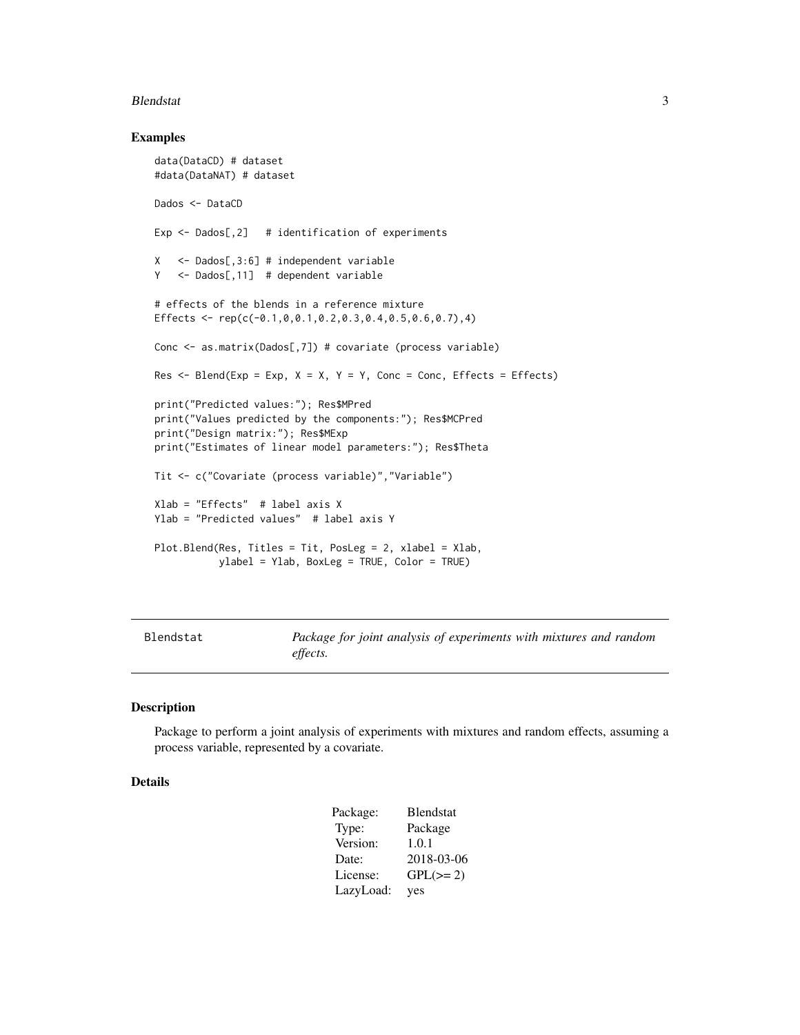## Examples

```
data(DataCD) # dataset
#data(DataNAT) # dataset

Dados <- DataCD

Exp <- Dados[,2]   # identification of experiments

X   <- Dados[,3:6] # independent variable
Y   <- Dados[,11]  # dependent variable

# effects of the blends in a reference mixture
Effects <- rep(c(-0.1,0,0.1,0.2,0.3,0.4,0.5,0.6,0.7),4)

Conc <- as.matrix(Dados[,7]) # covariate (process variable)

Res <- Blend(Exp = Exp, X = X, Y = Y, Conc = Conc, Effects = Effects)

print("Predicted values:"); Res$MPred
print("Values predicted by the components:"); Res$MCPred
print("Design matrix:"); Res$MExp
print("Estimates of linear model parameters:"); Res$Theta

Tit <- c("Covariate (process variable)","Variable")

Xlab = "Effects"  # label axis X
Ylab = "Predicted values"  # label axis Y

Plot.Blend(Res, Titles = Tit, PosLeg = 2, xlabel = Xlab,
           ylabel = Ylab, BoxLeg = TRUE, Color = TRUE)
```

---

# Blendstat — *Package for joint analysis of experiments with mixtures and random effects.*

---

## Description

Package to perform a joint analysis of experiments with mixtures and random effects, assuming a process variable, represented by a covariate.

## Details

| | |
|---|---|
| Package: | Blendstat |
| Type: | Package |
| Version: | 1.0.1 |
| Date: | 2018-03-06 |
| License: | GPL(>= 2) |
| LazyLoad: | yes |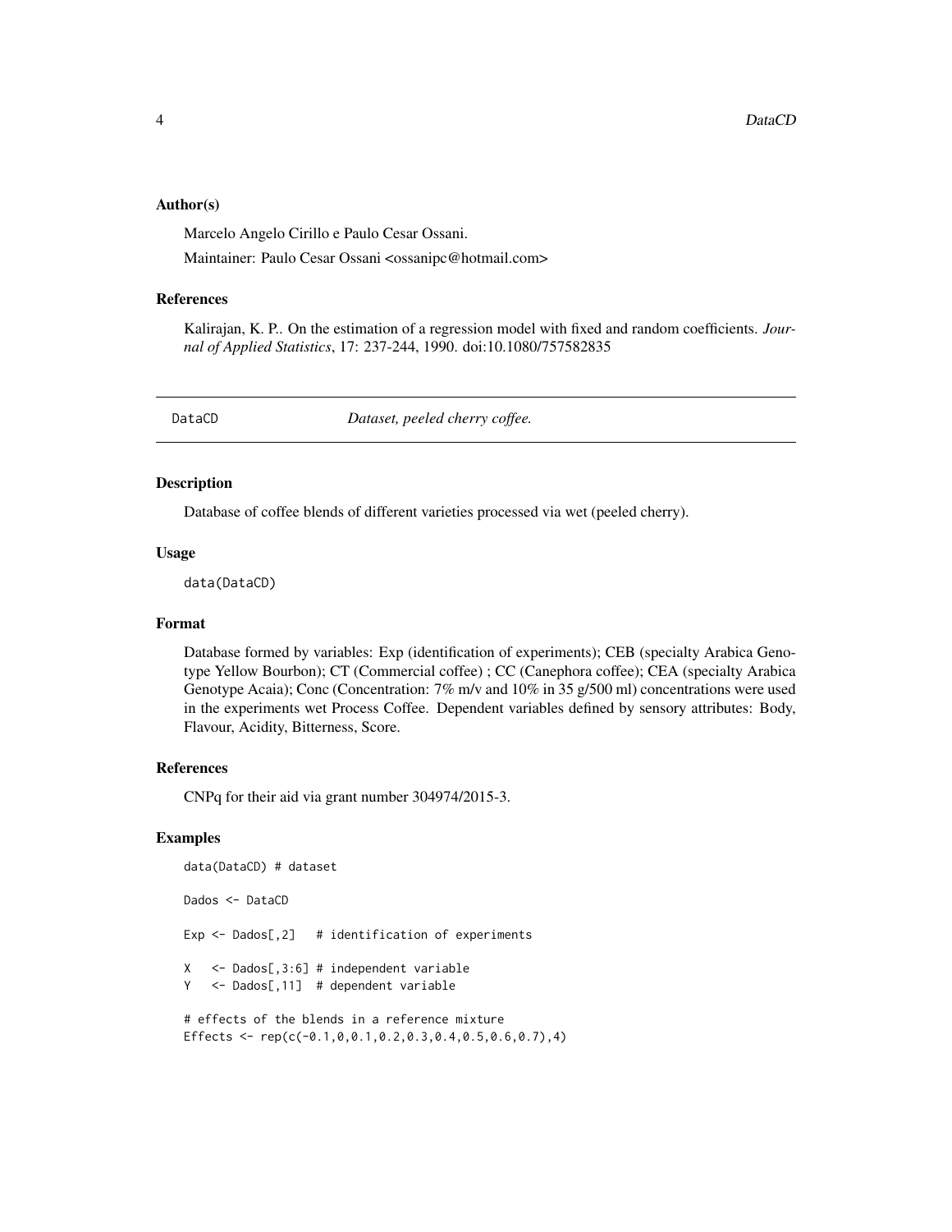### Author(s)

Marcelo Angelo Cirillo e Paulo Cesar Ossani.

Maintainer: Paulo Cesar Ossani <ossanipc@hotmail.com>

### References

Kalirajan, K. P.. On the estimation of a regression model with fixed and random coefficients. *Journal of Applied Statistics*, 17: 237-244, 1990. doi:10.1080/757582835

---

## DataCD — *Dataset, peeled cherry coffee.*

### Description

Database of coffee blends of different varieties processed via wet (peeled cherry).

### Usage

```
data(DataCD)
```

### Format

Database formed by variables: Exp (identification of experiments); CEB (specialty Arabica Genotype Yellow Bourbon); CT (Commercial coffee) ; CC (Canephora coffee); CEA (specialty Arabica Genotype Acaia); Conc (Concentration: 7% m/v and 10% in 35 g/500 ml) concentrations were used in the experiments wet Process Coffee. Dependent variables defined by sensory attributes: Body, Flavour, Acidity, Bitterness, Score.

### References

CNPq for their aid via grant number 304974/2015-3.

### Examples

```
data(DataCD) # dataset

Dados <- DataCD

Exp <- Dados[,2]   # identification of experiments

X   <- Dados[,3:6] # independent variable
Y   <- Dados[,11]  # dependent variable

# effects of the blends in a reference mixture
Effects <- rep(c(-0.1,0,0.1,0.2,0.3,0.4,0.5,0.6,0.7),4)
```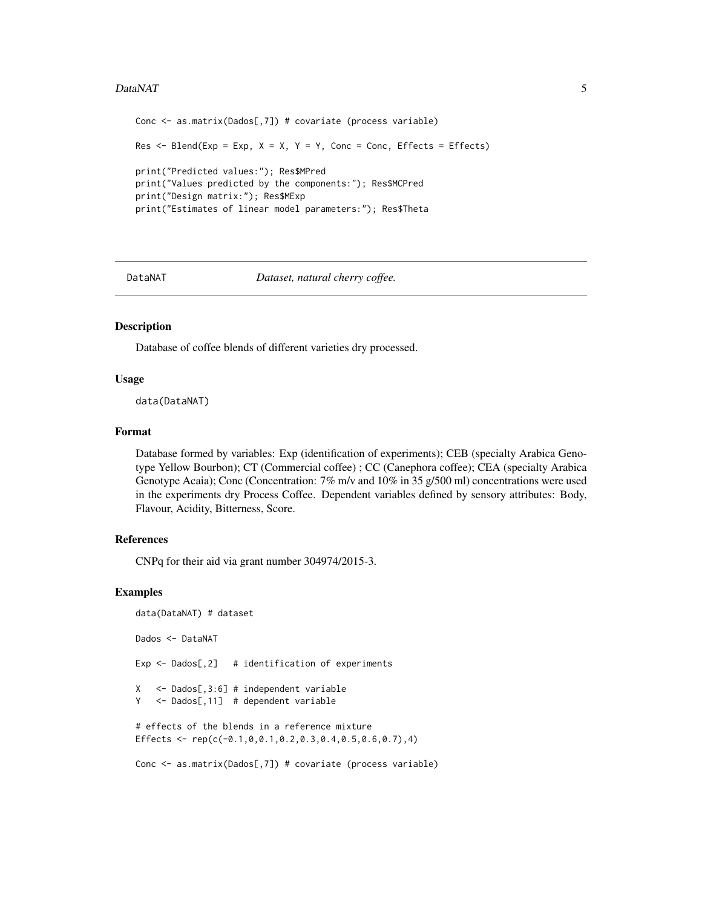```
Conc <- as.matrix(Dados[,7]) # covariate (process variable)

Res <- Blend(Exp = Exp, X = X, Y = Y, Conc = Conc, Effects = Effects)

print("Predicted values:"); Res$MPred
print("Values predicted by the components:"); Res$MCPred
print("Design matrix:"); Res$MExp
print("Estimates of linear model parameters:"); Res$Theta
```

## DataNAT — *Dataset, natural cherry coffee.*

### Description

Database of coffee blends of different varieties dry processed.

### Usage

```
data(DataNAT)
```

### Format

Database formed by variables: Exp (identification of experiments); CEB (specialty Arabica Genotype Yellow Bourbon); CT (Commercial coffee) ; CC (Canephora coffee); CEA (specialty Arabica Genotype Acaia); Conc (Concentration: 7% m/v and 10% in 35 g/500 ml) concentrations were used in the experiments dry Process Coffee. Dependent variables defined by sensory attributes: Body, Flavour, Acidity, Bitterness, Score.

### References

CNPq for their aid via grant number 304974/2015-3.

### Examples

```
data(DataNAT) # dataset

Dados <- DataNAT

Exp <- Dados[,2]   # identification of experiments

X   <- Dados[,3:6] # independent variable
Y   <- Dados[,11]  # dependent variable

# effects of the blends in a reference mixture
Effects <- rep(c(-0.1,0,0.1,0.2,0.3,0.4,0.5,0.6,0.7),4)

Conc <- as.matrix(Dados[,7]) # covariate (process variable)
```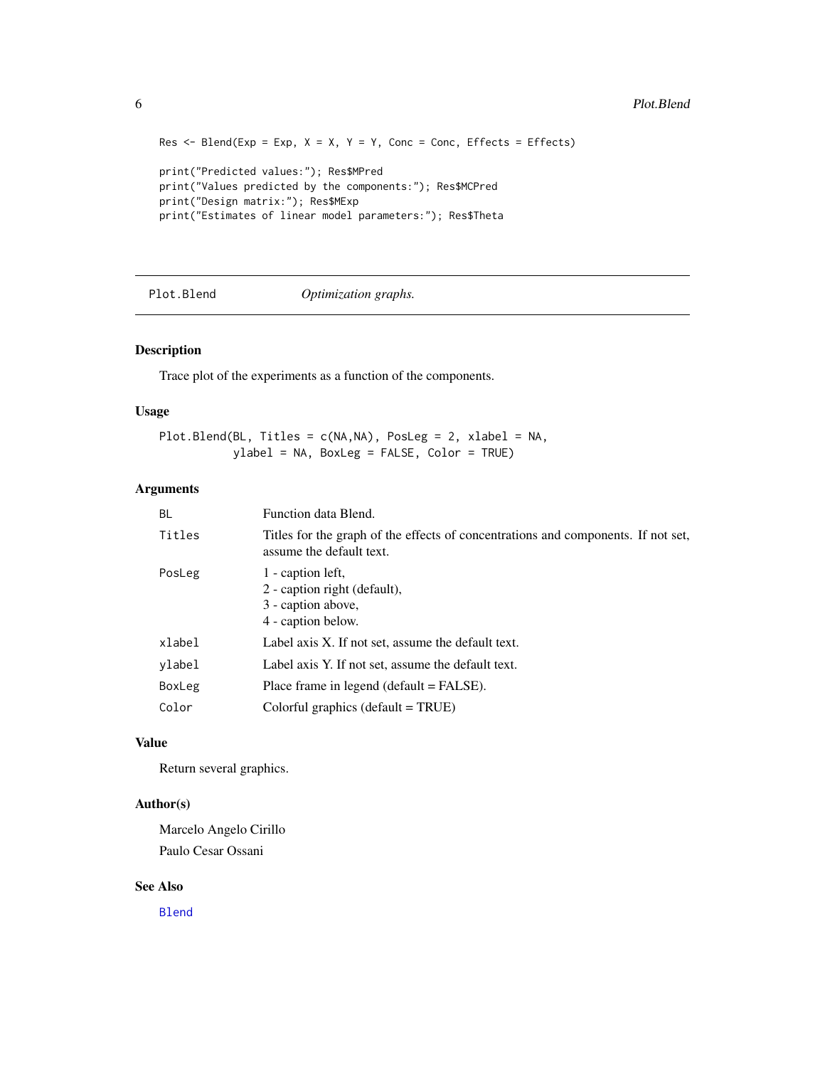```
Res <- Blend(Exp = Exp, X = X, Y = Y, Conc = Conc, Effects = Effects)

print("Predicted values:"); Res$MPred
print("Values predicted by the components:"); Res$MCPred
print("Design matrix:"); Res$MExp
print("Estimates of linear model parameters:"); Res$Theta
```

## Plot.Blend *Optimization graphs.*

### Description

Trace plot of the experiments as a function of the components.

### Usage

```
Plot.Blend(BL, Titles = c(NA,NA), PosLeg = 2, xlabel = NA,
           ylabel = NA, BoxLeg = FALSE, Color = TRUE)
```

### Arguments

| | |
|---|---|
| BL | Function data Blend. |
| Titles | Titles for the graph of the effects of concentrations and components. If not set, assume the default text. |
| PosLeg | 1 - caption left,<br>2 - caption right (default),<br>3 - caption above,<br>4 - caption below. |
| xlabel | Label axis X. If not set, assume the default text. |
| ylabel | Label axis Y. If not set, assume the default text. |
| BoxLeg | Place frame in legend (default = FALSE). |
| Color | Colorful graphics (default = TRUE) |

### Value

Return several graphics.

### Author(s)

Marcelo Angelo Cirillo

Paulo Cesar Ossani

### See Also

Blend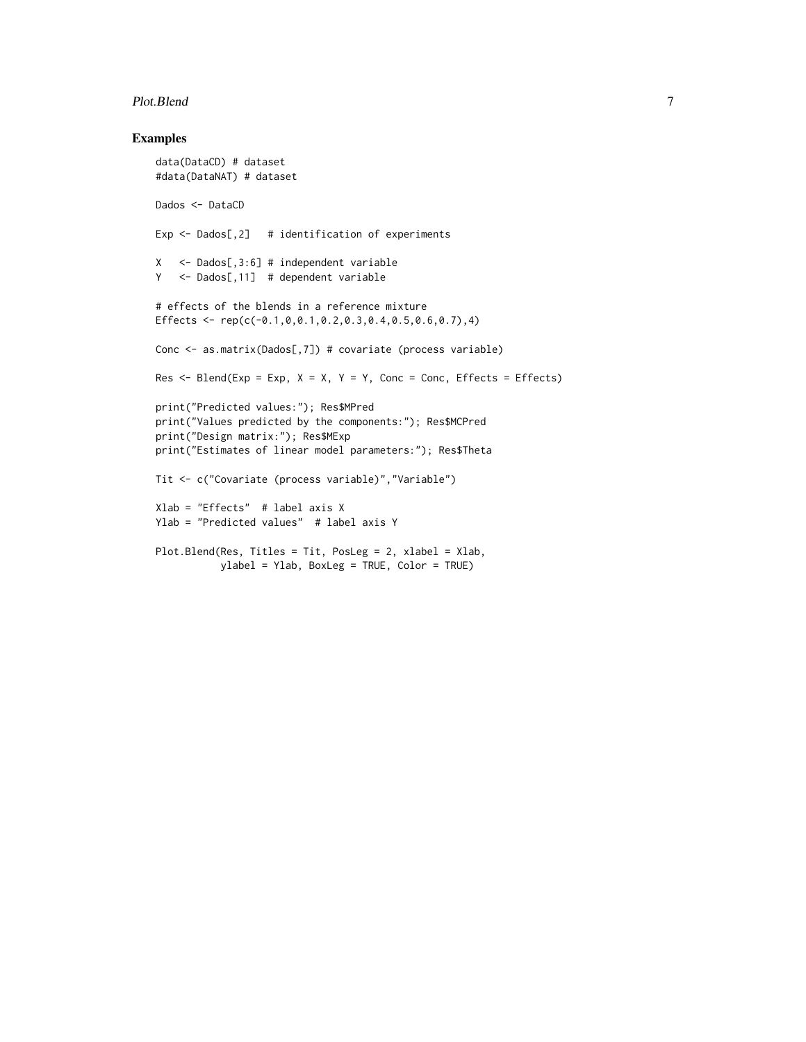## Examples

```
data(DataCD) # dataset
#data(DataNAT) # dataset

Dados <- DataCD

Exp <- Dados[,2]   # identification of experiments

X   <- Dados[,3:6] # independent variable
Y   <- Dados[,11]  # dependent variable

# effects of the blends in a reference mixture
Effects <- rep(c(-0.1,0,0.1,0.2,0.3,0.4,0.5,0.6,0.7),4)

Conc <- as.matrix(Dados[,7]) # covariate (process variable)

Res <- Blend(Exp = Exp, X = X, Y = Y, Conc = Conc, Effects = Effects)

print("Predicted values:"); Res$MPred
print("Values predicted by the components:"); Res$MCPred
print("Design matrix:"); Res$MExp
print("Estimates of linear model parameters:"); Res$Theta

Tit <- c("Covariate (process variable)","Variable")

Xlab = "Effects"  # label axis X
Ylab = "Predicted values"  # label axis Y

Plot.Blend(Res, Titles = Tit, PosLeg = 2, xlabel = Xlab,
           ylabel = Ylab, BoxLeg = TRUE, Color = TRUE)
```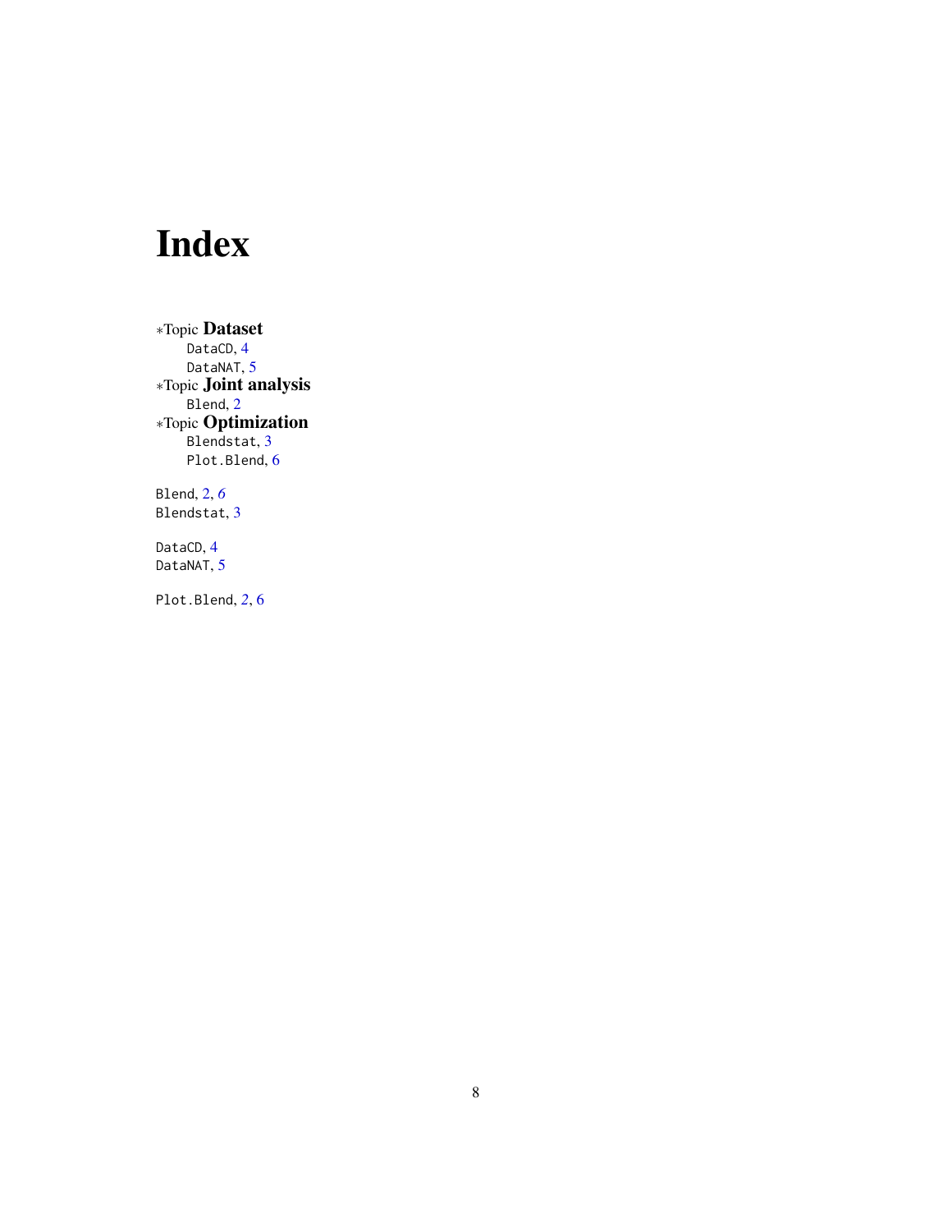# Index

∗Topic **Dataset**
- DataCD, 4
- DataNAT, 5

∗Topic **Joint analysis**
- Blend, 2

∗Topic **Optimization**
- Blendstat, 3
- Plot.Blend, 6

Blend, 2, *6*
Blendstat, 3

DataCD, 4
DataNAT, 5

Plot.Blend, *2*, 6